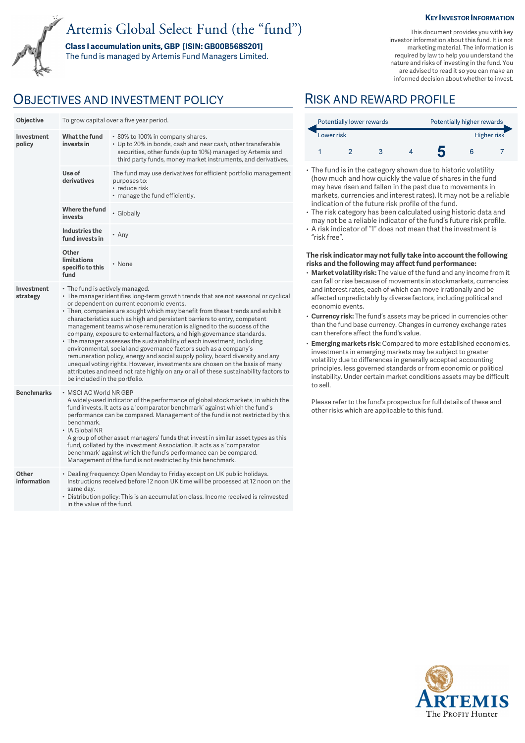# Artemis Global Select Fund (the "fund")

**Class I accumulation units, GBP [ISIN: GB00B568S201]**

The fund is managed by Artemis Fund Managers Limited.

**KEY INVESTOR INFORMATION**

This document provides you with key investor information about this fund. It is not marketing material. The information is required by law to help you understand the nature and risks of investing in the fund. You are advised to read it so you can make an informed decision about whether to invest.

## OBJECTIVES AND INVESTMENT POLICY

| | | |
|---|---|---|
| **Objective** | To grow capital over a five year period. | |
| **Investment policy** | **What the fund invests in** | • 80% to 100% in company shares.<br>• Up to 20% in bonds, cash and near cash, other transferable securities, other funds (up to 10%) managed by Artemis and third party funds, money market instruments, and derivatives. |
| | **Use of derivatives** | The fund may use derivatives for efficient portfolio management purposes to:<br>• reduce risk<br>• manage the fund efficiently. |
| | **Where the fund invests** | • Globally |
| | **Industries the fund invests in** | • Any |
| | **Other limitations specific to this fund** | • None |
| **Investment strategy** | • The fund is actively managed.<br>• The manager identifies long-term growth trends that are not seasonal or cyclical or dependent on current economic events.<br>• Then, companies are sought which may benefit from these trends and exhibit characteristics such as high and persistent barriers to entry, competent management teams whose remuneration is aligned to the success of the company, exposure to external factors, and high governance standards.<br>• The manager assesses the sustainability of each investment, including environmental, social and governance factors such as a company's remuneration policy, energy and social supply policy, board diversity and any unequal voting rights. However, investments are chosen on the basis of many attributes and need not rate highly on any or all of these sustainability factors to be included in the portfolio. | |
| **Benchmarks** | • MSCI AC World NR GBP<br>A widely-used indicator of the performance of global stockmarkets, in which the fund invests. It acts as a 'comparator benchmark' against which the fund's performance can be compared. Management of the fund is not restricted by this benchmark.<br>• IA Global NR<br>A group of other asset managers' funds that invest in similar asset types as this fund, collated by the Investment Association. It acts as a 'comparator benchmark' against which the fund's performance can be compared. Management of the fund is not restricted by this benchmark. | |
| **Other information** | • Dealing frequency: Open Monday to Friday except on UK public holidays. Instructions received before 12 noon UK time will be processed at 12 noon on the same day.<br>• Distribution policy: This is an accumulation class. Income received is reinvested in the value of the fund. | |

## RISK AND REWARD PROFILE

| Potentially lower rewards | | | | | | Potentially higher rewards |
|---|---|---|---|---|---|---|
| Lower risk | | | | | | Higher risk |
| 1 | 2 | 3 | 4 | **5** | 6 | 7 |

- The fund is in the category shown due to historic volatility (how much and how quickly the value of shares in the fund may have risen and fallen in the past due to movements in markets, currencies and interest rates). It may not be a reliable indication of the future risk profile of the fund.
- The risk category has been calculated using historic data and may not be a reliable indicator of the fund's future risk profile.
- A risk indicator of "1" does not mean that the investment is "risk free".

**The risk indicator may not fully take into account the following risks and the following may affect fund performance:**

- **Market volatility risk:** The value of the fund and any income from it can fall or rise because of movements in stockmarkets, currencies and interest rates, each of which can move irrationally and be affected unpredictably by diverse factors, including political and economic events.
- **Currency risk:** The fund's assets may be priced in currencies other than the fund base currency. Changes in currency exchange rates can therefore affect the fund's value.
- **Emerging markets risk:** Compared to more established economies, investments in emerging markets may be subject to greater volatility due to differences in generally accepted accounting principles, less governed standards or from economic or political instability. Under certain market conditions assets may be difficult to sell.

Please refer to the fund's prospectus for full details of these and other risks which are applicable to this fund.

ARTEMIS
The Profit Hunter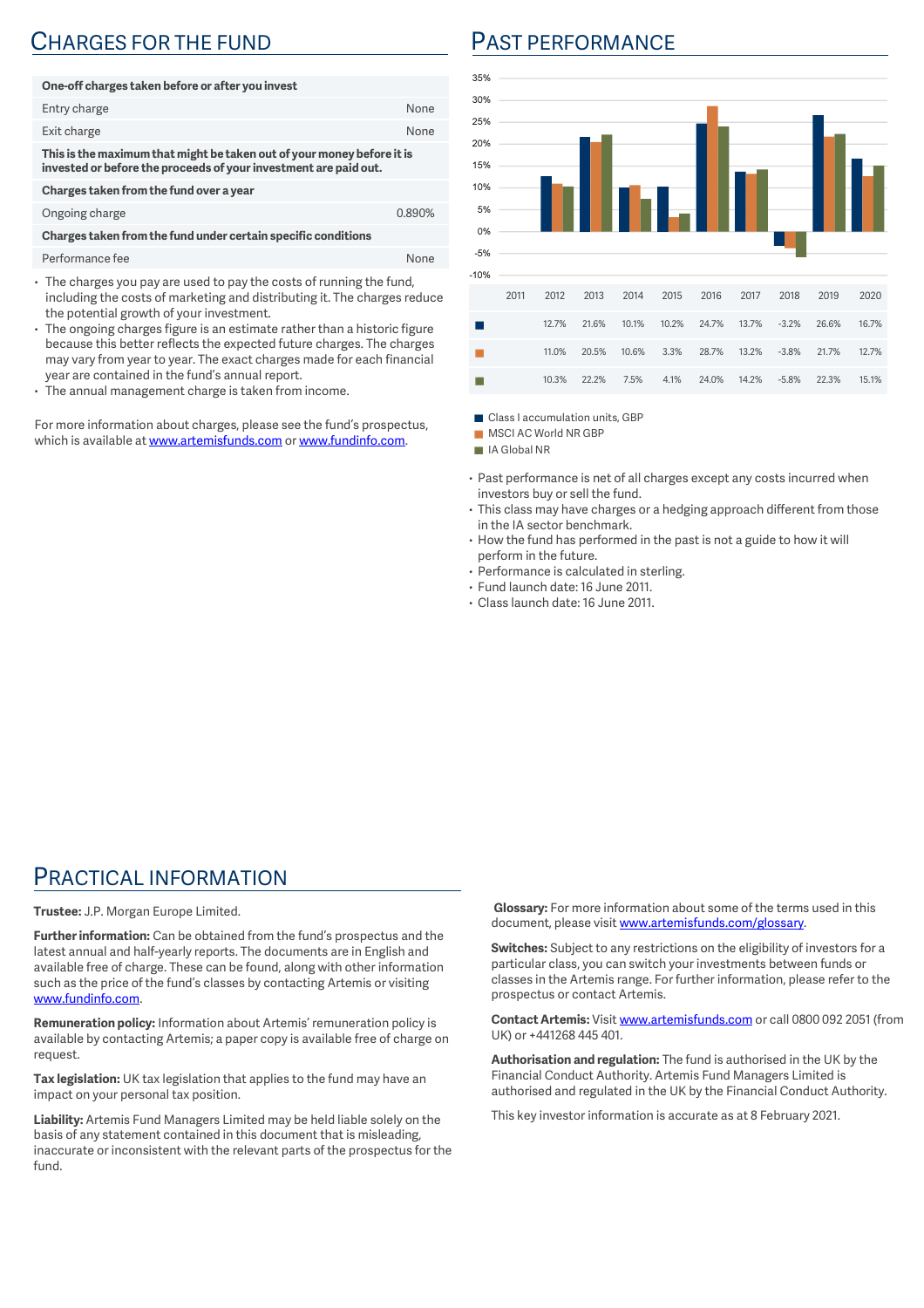# CHARGES FOR THE FUND

| | |
|---|---|
| **One-off charges taken before or after you invest** | |
| Entry charge | None |
| Exit charge | None |
| **This is the maximum that might be taken out of your money before it is invested or before the proceeds of your investment are paid out.** | |
| **Charges taken from the fund over a year** | |
| Ongoing charge | 0.890% |
| **Charges taken from the fund under certain specific conditions** | |
| Performance fee | None |

- The charges you pay are used to pay the costs of running the fund, including the costs of marketing and distributing it. The charges reduce the potential growth of your investment.
- The ongoing charges figure is an estimate rather than a historic figure because this better reflects the expected future charges. The charges may vary from year to year. The exact charges made for each financial year are contained in the fund's annual report.
- The annual management charge is taken from income.

For more information about charges, please see the fund's prospectus, which is available at www.artemisfunds.com or www.fundinfo.com.

# PAST PERFORMANCE

35%
30%
25%
20%
15%
10%
5%
0%
-5%
-10%

2011 2012 2013 2014 2015 2016 2017 2018 2019 2020

12.7% 21.6% 10.1% 10.2% 24.7% 13.7% -3.2% 26.6% 16.7%

11.0% 20.5% 10.6% 3.3% 28.7% 13.2% -3.8% 21.7% 12.7%

10.3% 22.2% 7.5% 4.1% 24.0% 14.2% -5.8% 22.3% 15.1%

Class I accumulation units, GBP
MSCI AC World NR GBP
IA Global NR

- Past performance is net of all charges except any costs incurred when investors buy or sell the fund.
- This class may have charges or a hedging approach different from those in the IA sector benchmark.
- How the fund has performed in the past is not a guide to how it will perform in the future.
- Performance is calculated in sterling.
- Fund launch date: 16 June 2011.
- Class launch date: 16 June 2011.

# PRACTICAL INFORMATION

**Trustee:** J.P. Morgan Europe Limited.

**Further information:** Can be obtained from the fund's prospectus and the latest annual and half-yearly reports. The documents are in English and available free of charge. These can be found, along with other information such as the price of the fund's classes by contacting Artemis or visiting www.fundinfo.com.

**Remuneration policy:** Information about Artemis' remuneration policy is available by contacting Artemis; a paper copy is available free of charge on request.

**Tax legislation:** UK tax legislation that applies to the fund may have an impact on your personal tax position.

**Liability:** Artemis Fund Managers Limited may be held liable solely on the basis of any statement contained in this document that is misleading, inaccurate or inconsistent with the relevant parts of the prospectus for the fund.

**Glossary:** For more information about some of the terms used in this document, please visit www.artemisfunds.com/glossary.

**Switches:** Subject to any restrictions on the eligibility of investors for a particular class, you can switch your investments between funds or classes in the Artemis range. For further information, please refer to the prospectus or contact Artemis.

**Contact Artemis:** Visit www.artemisfunds.com or call 0800 092 2051 (from UK) or +441268 445 401.

**Authorisation and regulation:** The fund is authorised in the UK by the Financial Conduct Authority. Artemis Fund Managers Limited is authorised and regulated in the UK by the Financial Conduct Authority.

This key investor information is accurate as at 8 February 2021.